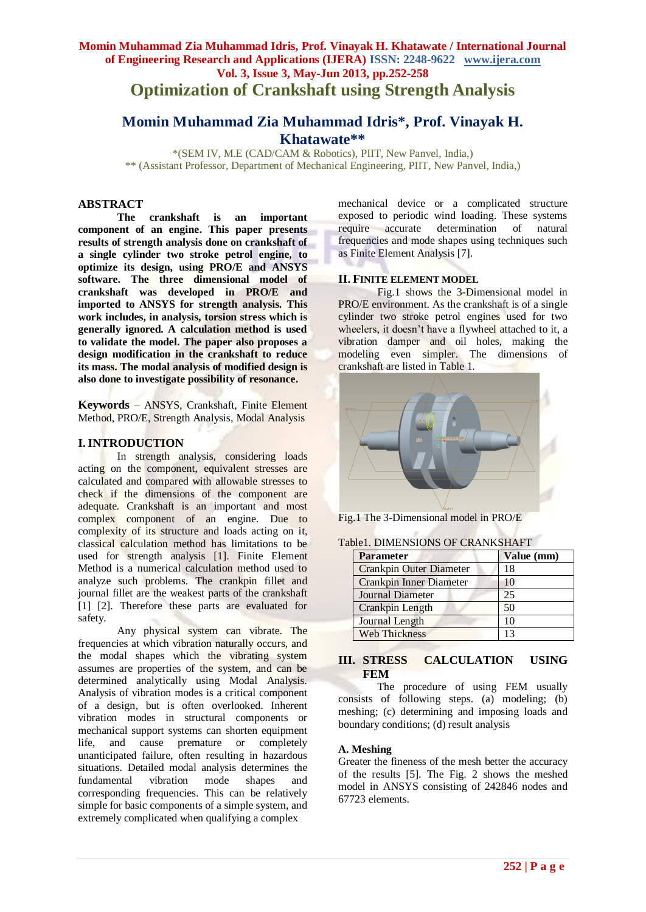# Optimization of Crankshaft using Strength Analysis

## Momin Muhammad Zia Muhammad Idris*, Prof. Vinayak H. Khatawate**

*(SEM IV, M.E (CAD/CAM & Robotics), PIIT, New Panvel, India,)
** (Assistant Professor, Department of Mechanical Engineering, PIIT, New Panvel, India,)

## ABSTRACT

**The crankshaft is an important component of an engine. This paper presents results of strength analysis done on crankshaft of a single cylinder two stroke petrol engine, to optimize its design, using PRO/E and ANSYS software. The three dimensional model of crankshaft was developed in PRO/E and imported to ANSYS for strength analysis. This work includes, in analysis, torsion stress which is generally ignored. A calculation method is used to validate the model. The paper also proposes a design modification in the crankshaft to reduce its mass. The modal analysis of modified design is also done to investigate possibility of resonance.**

**Keywords** – ANSYS, Crankshaft, Finite Element Method, PRO/E, Strength Analysis, Modal Analysis

## I. INTRODUCTION

In strength analysis, considering loads acting on the component, equivalent stresses are calculated and compared with allowable stresses to check if the dimensions of the component are adequate. Crankshaft is an important and most complex component of an engine. Due to complexity of its structure and loads acting on it, classical calculation method has limitations to be used for strength analysis [1]. Finite Element Method is a numerical calculation method used to analyze such problems. The crankpin fillet and journal fillet are the weakest parts of the crankshaft [1] [2]. Therefore these parts are evaluated for safety.

Any physical system can vibrate. The frequencies at which vibration naturally occurs, and the modal shapes which the vibrating system assumes are properties of the system, and can be determined analytically using Modal Analysis. Analysis of vibration modes is a critical component of a design, but is often overlooked. Inherent vibration modes in structural components or mechanical support systems can shorten equipment life, and cause premature or completely unanticipated failure, often resulting in hazardous situations. Detailed modal analysis determines the fundamental vibration mode shapes and corresponding frequencies. This can be relatively simple for basic components of a simple system, and extremely complicated when qualifying a complex mechanical device or a complicated structure exposed to periodic wind loading. These systems require accurate determination of natural frequencies and mode shapes using techniques such as Finite Element Analysis [7].

## II. FINITE ELEMENT MODEL

Fig.1 shows the 3-Dimensional model in PRO/E environment. As the crankshaft is of a single cylinder two stroke petrol engines used for two wheelers, it doesn't have a flywheel attached to it, a vibration damper and oil holes, making the modeling even simpler. The dimensions of crankshaft are listed in Table 1.

Fig.1 The 3-Dimensional model in PRO/E

Table1. DIMENSIONS OF CRANKSHAFT

| Parameter | Value (mm) |
|---|---|
| Crankpin Outer Diameter | 18 |
| Crankpin Inner Diameter | 10 |
| Journal Diameter | 25 |
| Crankpin Length | 50 |
| Journal Length | 10 |
| Web Thickness | 13 |

## III. STRESS CALCULATION USING FEM

The procedure of using FEM usually consists of following steps. (a) modeling; (b) meshing; (c) determining and imposing loads and boundary conditions; (d) result analysis

### A. Meshing

Greater the fineness of the mesh better the accuracy of the results [5]. The Fig. 2 shows the meshed model in ANSYS consisting of 242846 nodes and 67723 elements.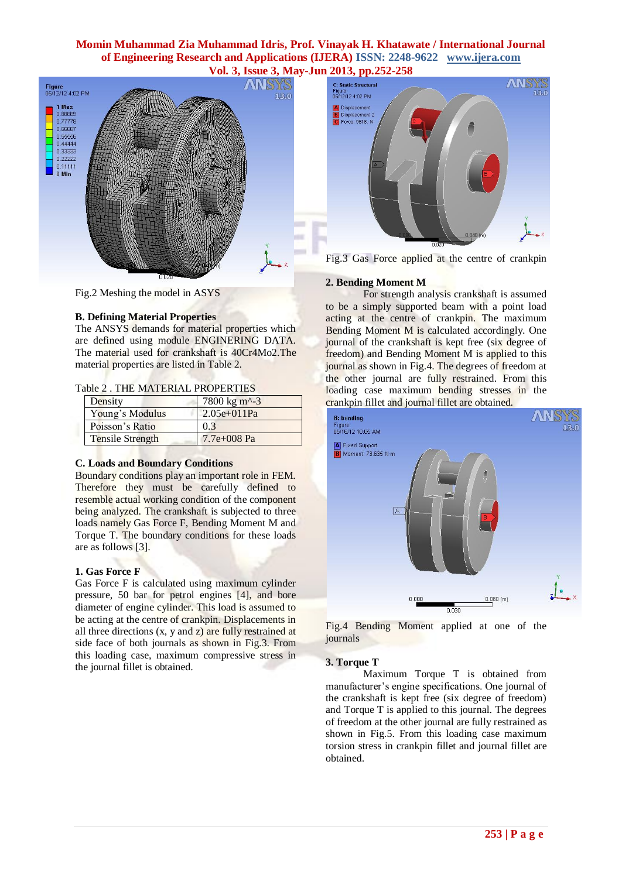Fig.2 Meshing the model in ASYS

### B. Defining Material Properties

The ANSYS demands for material properties which are defined using module ENGINERING DATA. The material used for crankshaft is 40Cr4Mo2.The material properties are listed in Table 2.

Table 2 . THE MATERIAL PROPERTIES

| | |
|---|---|
| Density | 7800 kg m^-3 |
| Young's Modulus | 2.05e+011Pa |
| Poisson's Ratio | 0.3 |
| Tensile Strength | 7.7e+008 Pa |

### C. Loads and Boundary Conditions

Boundary conditions play an important role in FEM. Therefore they must be carefully defined to resemble actual working condition of the component being analyzed. The crankshaft is subjected to three loads namely Gas Force F, Bending Moment M and Torque T. The boundary conditions for these loads are as follows [3].

#### 1. Gas Force F

Gas Force F is calculated using maximum cylinder pressure, 50 bar for petrol engines [4], and bore diameter of engine cylinder. This load is assumed to be acting at the centre of crankpin. Displacements in all three directions (x, y and z) are fully restrained at side face of both journals as shown in Fig.3. From this loading case, maximum compressive stress in the journal fillet is obtained.

Fig.3 Gas Force applied at the centre of crankpin

#### 2. Bending Moment M

For strength analysis crankshaft is assumed to be a simply supported beam with a point load acting at the centre of crankpin. The maximum Bending Moment M is calculated accordingly. One journal of the crankshaft is kept free (six degree of freedom) and Bending Moment M is applied to this journal as shown in Fig.4. The degrees of freedom at the other journal are fully restrained. From this loading case maximum bending stresses in the crankpin fillet and journal fillet are obtained.

Fig.4 Bending Moment applied at one of the journals

#### 3. Torque T

Maximum Torque T is obtained from manufacturer's engine specifications. One journal of the crankshaft is kept free (six degree of freedom) and Torque T is applied to this journal. The degrees of freedom at the other journal are fully restrained as shown in Fig.5. From this loading case maximum torsion stress in crankpin fillet and journal fillet are obtained.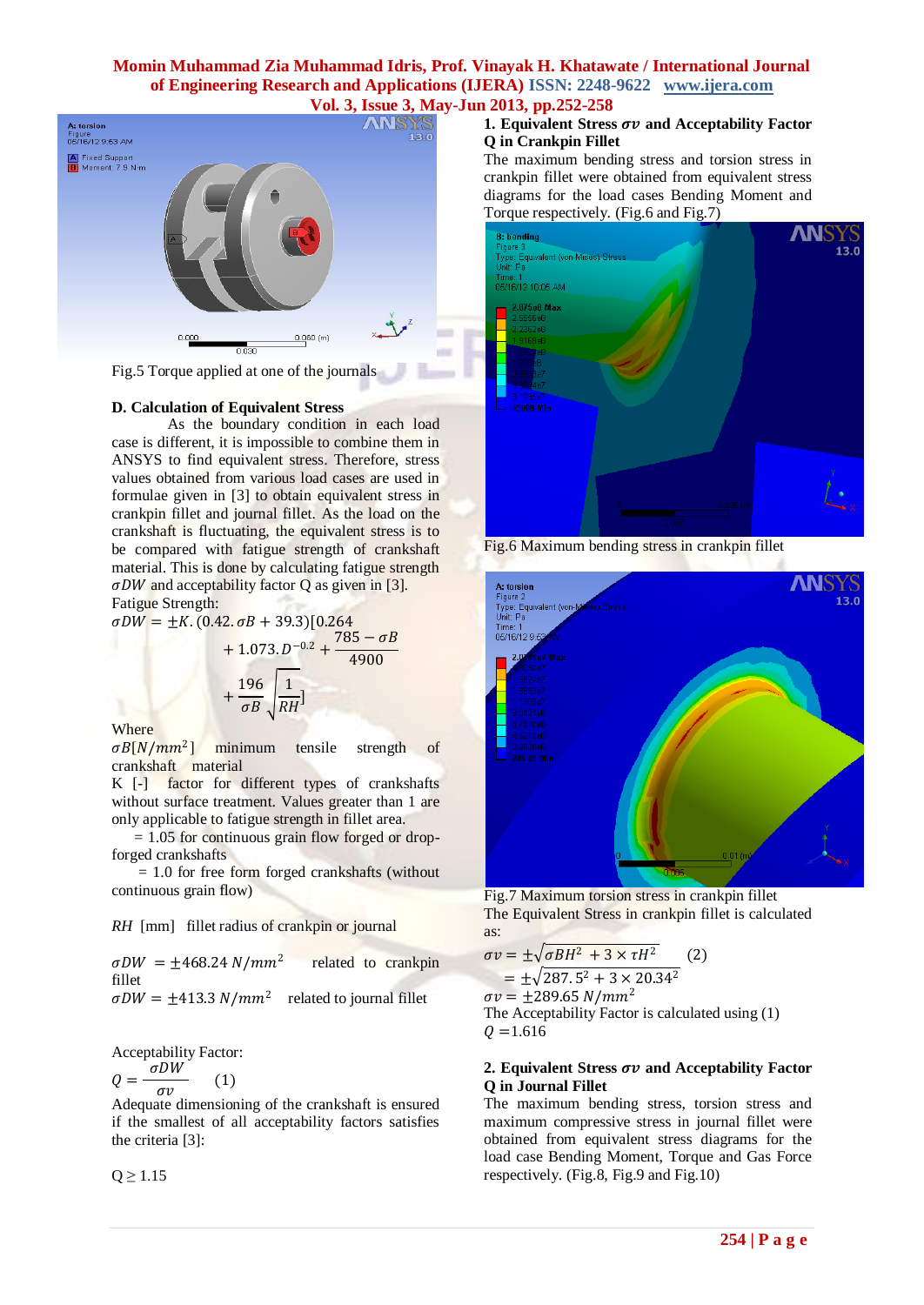Fig.5 Torque applied at one of the journals

### D. Calculation of Equivalent Stress

As the boundary condition in each load case is different, it is impossible to combine them in ANSYS to find equivalent stress. Therefore, stress values obtained from various load cases are used in formulae given in [3] to obtain equivalent stress in crankpin fillet and journal fillet. As the load on the crankshaft is fluctuating, the equivalent stress is to be compared with fatigue strength of crankshaft material. This is done by calculating fatigue strength $\sigma DW$ and acceptability factor Q as given in [3].

Fatigue Strength:

$$\sigma DW = \pm K.(0.42.\sigma B + 39.3)[0.264 + 1.073.D^{-0.2} + \frac{785 - \sigma B}{4900} + \frac{196}{\sigma B}\sqrt{\frac{1}{RH}}]$$

Where

$\sigma B [N/mm^2]$ minimum tensile strength of crankshaft material

K [-] factor for different types of crankshafts without surface treatment. Values greater than 1 are only applicable to fatigue strength in fillet area.

= 1.05 for continuous grain flow forged or drop-forged crankshafts

= 1.0 for free form forged crankshafts (without continuous grain flow)

$RH$ [mm] fillet radius of crankpin or journal

$\sigma DW = \pm 468.24\ N/mm^2$ related to crankpin fillet

$\sigma DW = \pm 413.3\ N/mm^2$ related to journal fillet

Acceptability Factor:

$$Q = \frac{\sigma DW}{\sigma v} \quad (1)$$

Adequate dimensioning of the crankshaft is ensured if the smallest of all acceptability factors satisfies the criteria [3]:

$Q \geq 1.15$

#### 1. Equivalent Stress $\sigma v$ and Acceptability Factor Q in Crankpin Fillet

The maximum bending stress and torsion stress in crankpin fillet were obtained from equivalent stress diagrams for the load cases Bending Moment and Torque respectively. (Fig.6 and Fig.7)

Fig.6 Maximum bending stress in crankpin fillet

Fig.7 Maximum torsion stress in crankpin fillet

The Equivalent Stress in crankpin fillet is calculated as:

$$\sigma v = \pm\sqrt{\sigma BH^2 + 3 \times \tau H^2} \quad (2)$$

$$= \pm\sqrt{287.5^2 + 3 \times 20.34^2}$$

$\sigma v = \pm 289.65\ N/mm^2$

The Acceptability Factor is calculated using (1)

$Q = 1.616$

#### 2. Equivalent Stress $\sigma v$ and Acceptability Factor Q in Journal Fillet

The maximum bending stress, torsion stress and maximum compressive stress in journal fillet were obtained from equivalent stress diagrams for the load case Bending Moment, Torque and Gas Force respectively. (Fig.8, Fig.9 and Fig.10)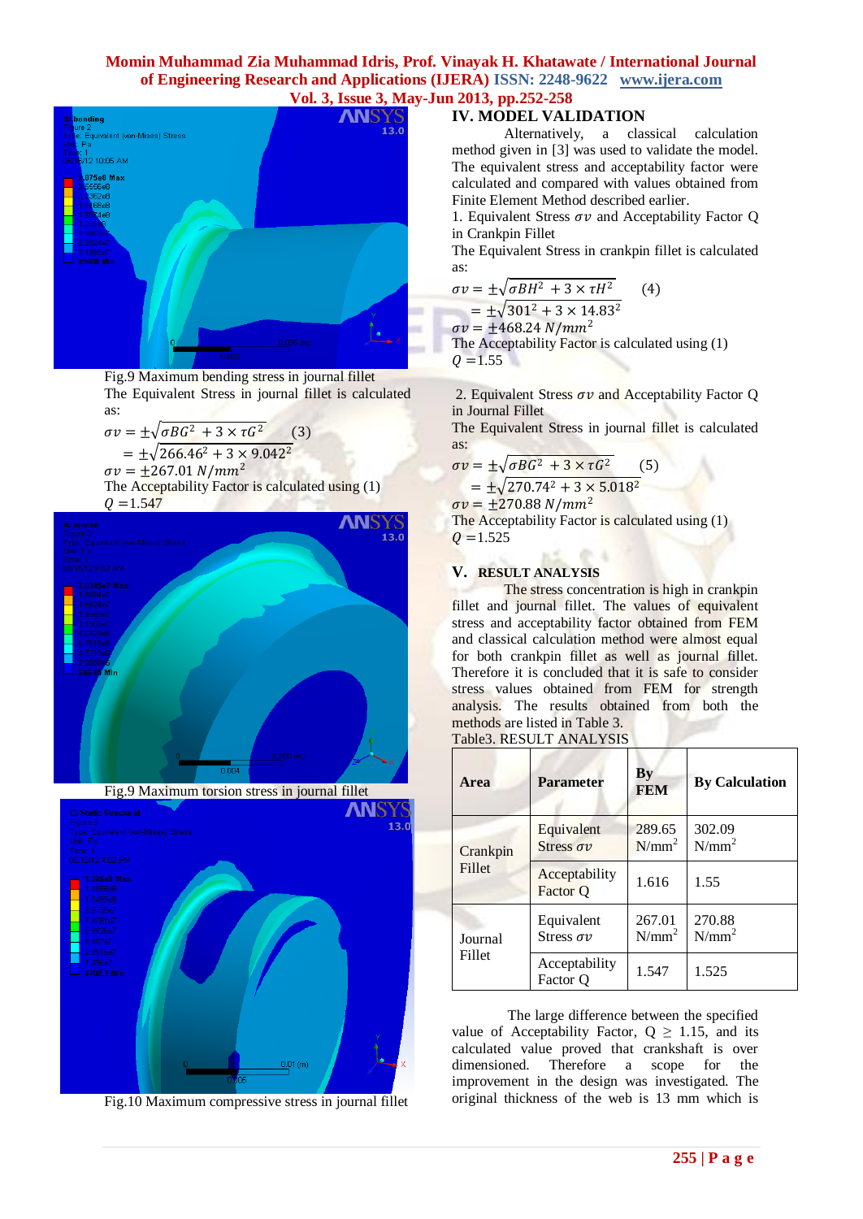Fig.9 Maximum bending stress in journal fillet

The Equivalent Stress in journal fillet is calculated as:

$$\sigma v = \pm\sqrt{\sigma BG^2 + 3 \times \tau G^2} \quad (3)$$

$$= \pm\sqrt{266.46^2 + 3 \times 9.042^2}$$

$$\sigma v = \pm 267.01\ N/mm^2$$

The Acceptability Factor is calculated using (1)

$Q$ =1.547

Fig.9 Maximum torsion stress in journal fillet

Fig.10 Maximum compressive stress in journal fillet

## IV. MODEL VALIDATION

Alternatively, a classical calculation method given in [3] was used to validate the model. The equivalent stress and acceptability factor were calculated and compared with values obtained from Finite Element Method described earlier.

1. Equivalent Stress $\sigma v$ and Acceptability Factor Q in Crankpin Fillet

The Equivalent Stress in crankpin fillet is calculated as:

$$\sigma v = \pm\sqrt{\sigma BH^2 + 3 \times \tau H^2} \quad (4)$$

$$= \pm\sqrt{301^2 + 3 \times 14.83^2}$$

$$\sigma v = \pm 468.24\ N/mm^2$$

The Acceptability Factor is calculated using (1)

$Q$ =1.55

2. Equivalent Stress $\sigma v$ and Acceptability Factor Q in Journal Fillet

The Equivalent Stress in journal fillet is calculated as:

$$\sigma v = \pm\sqrt{\sigma BG^2 + 3 \times \tau G^2} \quad (5)$$

$$= \pm\sqrt{270.74^2 + 3 \times 5.018^2}$$

$$\sigma v = \pm 270.88\ N/mm^2$$

The Acceptability Factor is calculated using (1)

$Q$ =1.525

## V. RESULT ANALYSIS

The stress concentration is high in crankpin fillet and journal fillet. The values of equivalent stress and acceptability factor obtained from FEM and classical calculation method were almost equal for both crankpin fillet as well as journal fillet. Therefore it is concluded that it is safe to consider stress values obtained from FEM for strength analysis. The results obtained from both the methods are listed in Table 3.

Table3. RESULT ANALYSIS

| Area | Parameter | By FEM | By Calculation |
|---|---|---|---|
| Crankpin Fillet | Equivalent Stress $\sigma v$ | 289.65 $N/mm^2$ | 302.09 $N/mm^2$ |
| | Acceptability Factor Q | 1.616 | 1.55 |
| Journal Fillet | Equivalent Stress $\sigma v$ | 267.01 $N/mm^2$ | 270.88 $N/mm^2$ |
| | Acceptability Factor Q | 1.547 | 1.525 |

The large difference between the specified value of Acceptability Factor, Q $\geq$ 1.15, and its calculated value proved that crankshaft is over dimensioned. Therefore a scope for the improvement in the design was investigated. The original thickness of the web is 13 mm which is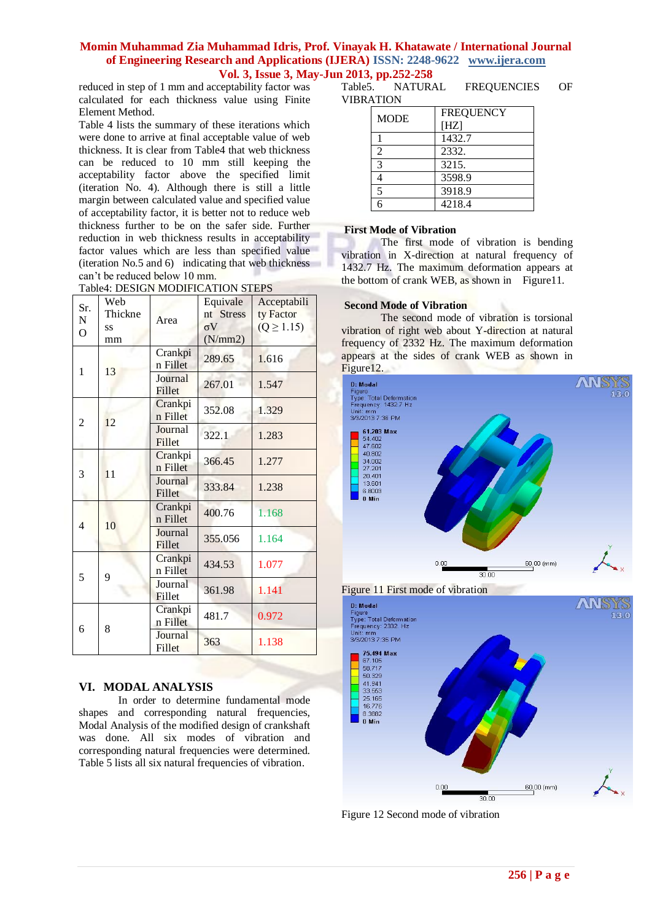reduced in step of 1 mm and acceptability factor was calculated for each thickness value using Finite Element Method.

Table 4 lists the summary of these iterations which were done to arrive at final acceptable value of web thickness. It is clear from Table4 that web thickness can be reduced to 10 mm still keeping the acceptability factor above the specified limit (iteration No. 4). Although there is still a little margin between calculated value and specified value of acceptability factor, it is better not to reduce web thickness further to be on the safer side. Further reduction in web thickness results in acceptability factor values which are less than specified value (iteration No.5 and 6) indicating that web thickness can't be reduced below 10 mm.

Table4: DESIGN MODIFICATION STEPS

| Sr. NO | Web Thickness mm | Area | Equivalent Stress σV (N/mm2) | Acceptability Factor (Q ≥ 1.15) |
|---|---|---|---|---|
| 1 | 13 | Crankpin Fillet | 289.65 | 1.616 |
| | | Journal Fillet | 267.01 | 1.547 |
| 2 | 12 | Crankpin Fillet | 352.08 | 1.329 |
| | | Journal Fillet | 322.1 | 1.283 |
| 3 | 11 | Crankpin Fillet | 366.45 | 1.277 |
| | | Journal Fillet | 333.84 | 1.238 |
| 4 | 10 | Crankpin Fillet | 400.76 | 1.168 |
| | | Journal Fillet | 355.056 | 1.164 |
| 5 | 9 | Crankpin Fillet | 434.53 | 1.077 |
| | | Journal Fillet | 361.98 | 1.141 |
| 6 | 8 | Crankpin Fillet | 481.7 | 0.972 |
| | | Journal Fillet | 363 | 1.138 |

## VI. MODAL ANALYSIS

In order to determine fundamental mode shapes and corresponding natural frequencies, Modal Analysis of the modified design of crankshaft was done. All six modes of vibration and corresponding natural frequencies were determined. Table 5 lists all six natural frequencies of vibration.

Table5. NATURAL FREQUENCIES OF VIBRATION

| MODE | FREQUENCY [HZ] |
|---|---|
| 1 | 1432.7 |
| 2 | 2332. |
| 3 | 3215. |
| 4 | 3598.9 |
| 5 | 3918.9 |
| 6 | 4218.4 |

### First Mode of Vibration

The first mode of vibration is bending vibration in X-direction at natural frequency of 1432.7 Hz. The maximum deformation appears at the bottom of crank WEB, as shown in Figure11.

### Second Mode of Vibration

The second mode of vibration is torsional vibration of right web about Y-direction at natural frequency of 2332 Hz. The maximum deformation appears at the sides of crank WEB as shown in Figure12.

D: Modal
Figure
Type: Total Deformation
Frequency: 1432.7 Hz
Unit: mm
3/3/2013 7:38 PM
61.203 Max
54.402
47.602
40.802
34.002
27.201
20.401
13.601
6.8003
0 Min
ANSYS 13.0
0.00 30.00 60.00 (mm)

Figure 11 First mode of vibration

D: Modal
Figure
Type: Total Deformation
Frequency: 2332. Hz
Unit: mm
3/3/2013 7:35 PM
75.494 Max
67.105
58.717
50.329
41.941
33.553
25.165
16.776
8.3882
0 Min
ANSYS 13.0
0.00 30.00 60.00 (mm)

Figure 12 Second mode of vibration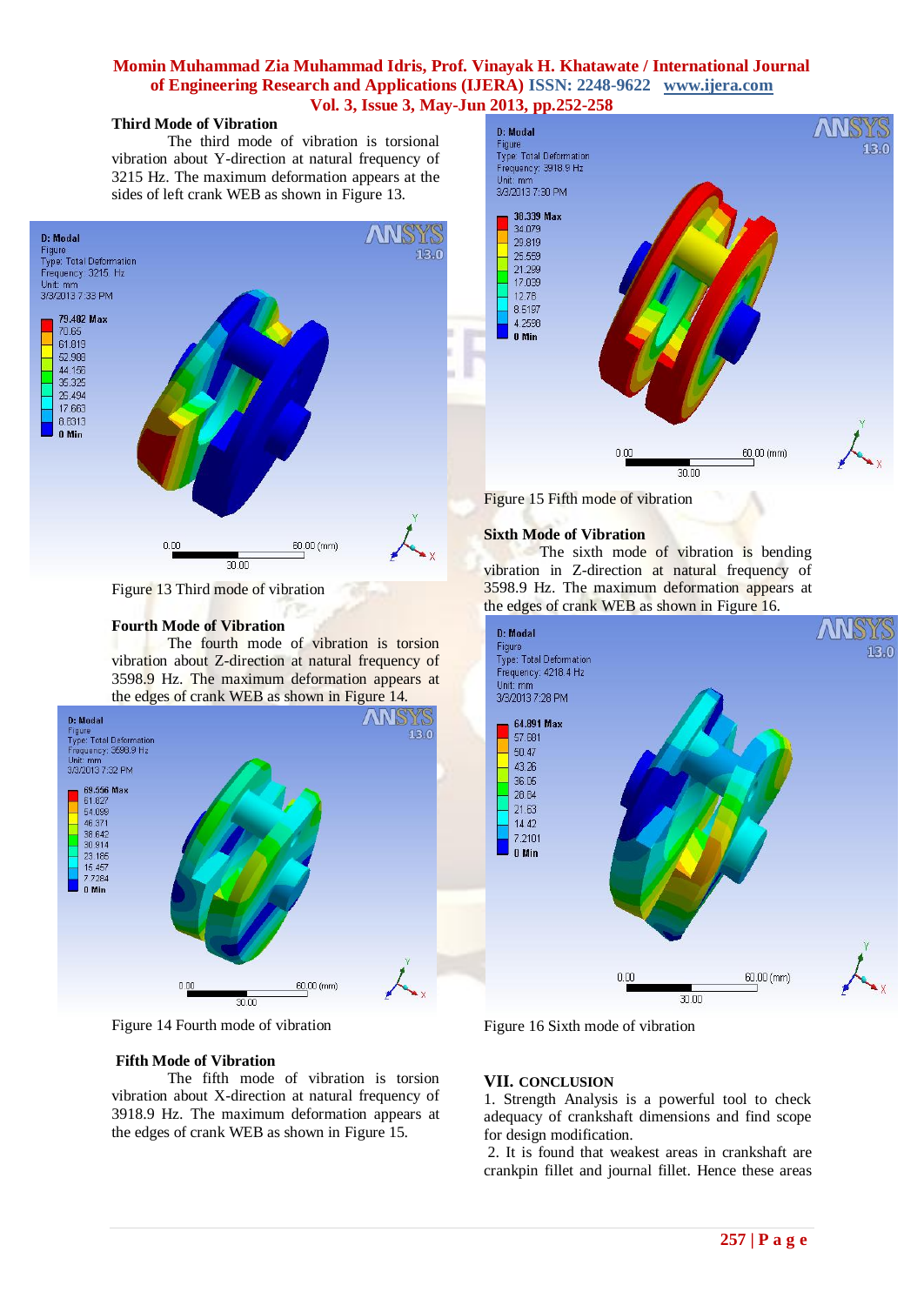### Third Mode of Vibration

The third mode of vibration is torsional vibration about Y-direction at natural frequency of 3215 Hz. The maximum deformation appears at the sides of left crank WEB as shown in Figure 13.

D: Modal
Figure
Type: Total Deformation
Frequency: 3215. Hz
Unit: mm
3/3/2013 7:33 PM

79.482 Max
70.65
61.819
52.988
44.156
35.325
26.494
17.663
8.8313
0 Min

0.00
30.00
60.00 (mm)

Figure 13 Third mode of vibration

### Fourth Mode of Vibration

The fourth mode of vibration is torsion vibration about Z-direction at natural frequency of 3598.9 Hz. The maximum deformation appears at the edges of crank WEB as shown in Figure 14.

D: Modal
Figure
Type: Total Deformation
Frequency: 3598.9 Hz
Unit: mm
3/3/2013 7:32 PM

69.556 Max
61.827
54.099
46.371
38.642
30.914
23.185
15.457
7.7284
0 Min

0.00
30.00
60.00 (mm)

Figure 14 Fourth mode of vibration

### Fifth Mode of Vibration

The fifth mode of vibration is torsion vibration about X-direction at natural frequency of 3918.9 Hz. The maximum deformation appears at the edges of crank WEB as shown in Figure 15.

D: Modal
Figure
Type: Total Deformation
Frequency: 3918.9 Hz
Unit: mm
3/3/2013 7:30 PM

38.339 Max
34.079
29.819
25.559
21.299
17.039
12.78
8.5197
4.2598
0 Min

0.00
30.00
60.00 (mm)

Figure 15 Fifth mode of vibration

### Sixth Mode of Vibration

The sixth mode of vibration is bending vibration in Z-direction at natural frequency of 3598.9 Hz. The maximum deformation appears at the edges of crank WEB as shown in Figure 16.

D: Modal
Figure
Type: Total Deformation
Frequency: 4218.4 Hz
Unit: mm
3/3/2013 7:28 PM

64.891 Max
57.681
50.47
43.26
36.05
28.84
21.63
14.42
7.2101
0 Min

0.00
30.00
60.00 (mm)

Figure 16 Sixth mode of vibration

## VII. CONCLUSION

1. Strength Analysis is a powerful tool to check adequacy of crankshaft dimensions and find scope for design modification.

2. It is found that weakest areas in crankshaft are crankpin fillet and journal fillet. Hence these areas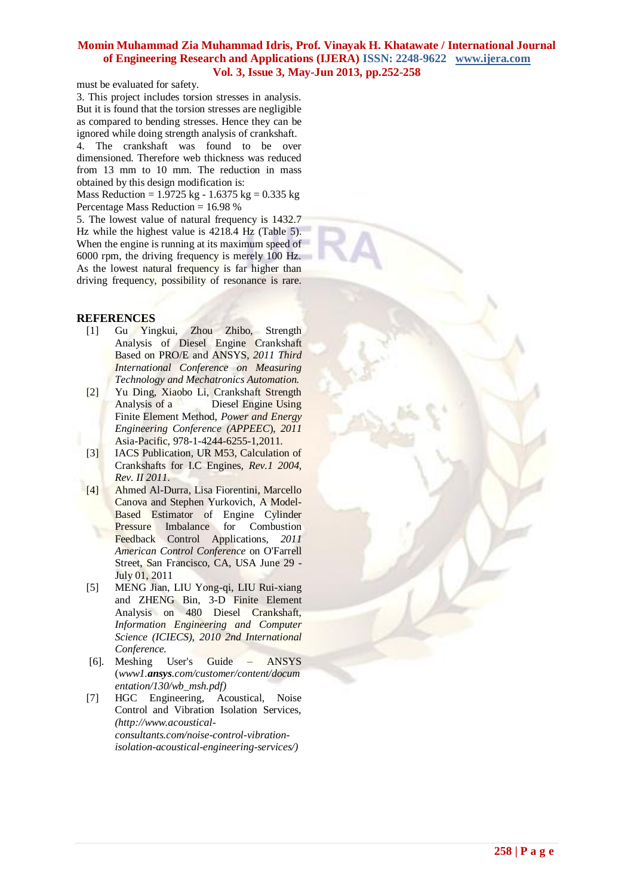must be evaluated for safety.

3. This project includes torsion stresses in analysis. But it is found that the torsion stresses are negligible as compared to bending stresses. Hence they can be ignored while doing strength analysis of crankshaft.

4. The crankshaft was found to be over dimensioned. Therefore web thickness was reduced from 13 mm to 10 mm. The reduction in mass obtained by this design modification is:

Mass Reduction = 1.9725 kg - 1.6375 kg = 0.335 kg

Percentage Mass Reduction = 16.98 %

5. The lowest value of natural frequency is 1432.7 Hz while the highest value is 4218.4 Hz (Table 5). When the engine is running at its maximum speed of 6000 rpm, the driving frequency is merely 100 Hz. As the lowest natural frequency is far higher than driving frequency, possibility of resonance is rare.

## REFERENCES

[1] Gu Yingkui, Zhou Zhibo, Strength Analysis of Diesel Engine Crankshaft Based on PRO/E and ANSYS, *2011 Third International Conference on Measuring Technology and Mechatronics Automation.*

[2] Yu Ding, Xiaobo Li, Crankshaft Strength Analysis of a Diesel Engine Using Finite Element Method, *Power and Energy Engineering Conference (APPEEC), 2011* Asia-Pacific, 978-1-4244-6255-1,2011.

[3] IACS Publication, UR M53, Calculation of Crankshafts for I.C Engines, *Rev.1 2004, Rev. II 2011.*

[4] Ahmed Al-Durra, Lisa Fiorentini, Marcello Canova and Stephen Yurkovich, A Model-Based Estimator of Engine Cylinder Pressure Imbalance for Combustion Feedback Control Applications, *2011 American Control Conference* on O'Farrell Street, San Francisco, CA, USA June 29 - July 01, 2011

[5] MENG Jian, LIU Yong-qi, LIU Rui-xiang and ZHENG Bin, 3-D Finite Element Analysis on 480 Diesel Crankshaft, *Information Engineering and Computer Science (ICIECS), 2010 2nd International Conference.*

[6]. Meshing User's Guide – ANSYS (*www1.**ansys**.com/customer/content/documentation/130/wb_msh.pdf)*

[7] HGC Engineering, Acoustical, Noise Control and Vibration Isolation Services, *(http://www.acoustical-consultants.com/noise-control-vibration-isolation-acoustical-engineering-services/)*